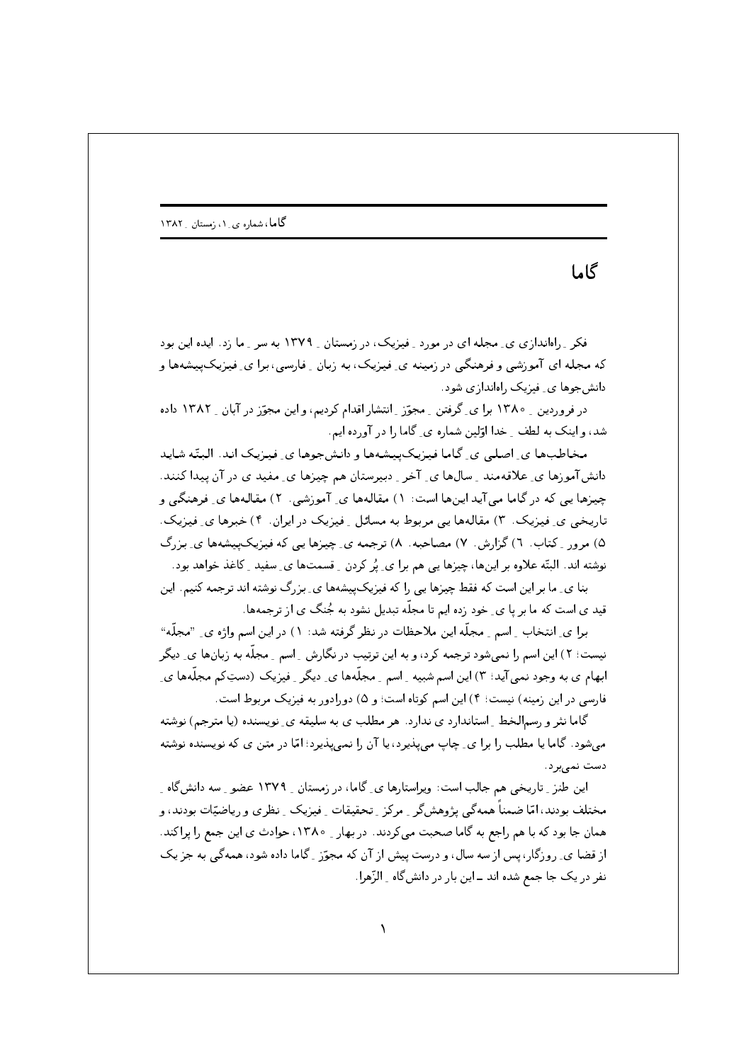# گاما

فکر ِ راه‌اندازی ی ِ مجله ای در مورد ِ فیزیک، در زمستان ِ ۱۳۷۹ به سر ِ ما زد. ایده این بود که مجله ای آموزشی و فرهنگی در زمینه ی ِ فیزیک، به زبان ِ فارسی، برا ی ِ فیزیک‌پیشه‌ها و دانش‌جوها ی ِ فیزیک راه‌اندازی شود.

در فروردین ِ ۱۳۸۰ برا ی ِ گرفتن ِ مجوّز ِ انتشار اقدام کردیم، و این مجوّز در آبان ِ ۱۳۸۲ داده شد، و اینک به لطف ِ خدا اوّلین شماره ی ِ گاما را در آورده ایم.

مخاطب‌ها ی ِ اصلی ی ِ گاما فیزیک‌پیشه‌ها و دانش‌جوها ی ِ فیزیک اند. البتّه شاید دانش‌آموزها ی ِ علاقه‌مند ِ سال‌ها ی ِ آخر ِ دبیرستان هم چیزها ی ِ مفید ی در آن پیدا کنند. چیزها یی که در گاما می‌آید این‌ها است: ۱) مقاله‌ها ی ِ آموزشی. ۲) مقاله‌ها ی ِ فرهنگی و تاریخی ی ِ فیزیک. ۳) مقاله‌ها یی مربوط به مسائل ِ فیزیک در ایران. ۴) خبرها ی ِ فیزیک. ۵) مرور ِ کتاب. ۶) گزارش. ۷) مصاحبه. ۸) ترجمه ی ِ چیزها یی که فیزیک‌پیشه‌ها ی ِ بزرگ نوشته اند. البتّه علاوه بر این‌ها، چیزها یی هم برا ی ِ پُر کردن ِ قسمت‌ها ی ِ سفید ِ کاغذ خواهد بود.

بنا ی ِ ما بر این است که فقط چیزها یی را که فیزیک‌پیشه‌ها ی ِ بزرگ نوشته اند ترجمه کنیم. این قید ی است که ما بر پا ی ِ خود زده ایم تا مجلّه تبدیل نشود به جُنگ ی از ترجمه‌ها.

برا ی ِ انتخاب ِ اسم ِ مجلّه این ملاحظات در نظر گرفته شد: ۱) در این اسم واژه ی ِ "مجلّه" نیست؛ ۲) این اسم را نمی‌شود ترجمه کرد، و به این ترتیب در نگارش ِ اسم ِ مجلّه به زبان‌ها ی ِ دیگر ابهام ی به وجود نمی‌آید؛ ۳) این اسم شبیه ِ اسم ِ مجلّه‌ها ی ِ دیگر ِ فیزیک (دستِ‌کم مجلّه‌ها ی ِ فارسی در این زمینه) نیست؛ ۴) این اسم کوتاه است؛ و ۵) دورادور به فیزیک مربوط است.

گاما نثر و رسم‌الخط ِ استاندارد ی ندارد. هر مطلب ی به سلیقه ی ِ نویسنده (یا مترجم) نوشته می‌شود. گاما یا مطلب را برا ی ِ چاپ می‌پذیرد، یا آن را نمی‌پذیرد؛ امّا در متن ی که نویسنده نوشته دست نمی‌برد.

این طنز ِ تاریخی هم جالب است: ویراستارها ی ِ گاما، در زمستان ِ ۱۳۷۹ عضو ِ سه دانش‌گاه ِ مختلف بودند، امّا ضمناً همه‌گی پژوهش‌گر ِ مرکز ِ تحقیقات ِ فیزیک ِ نظری و ریاضیّات بودند، و همان جا بود که با هم راجع به گاما صحبت می‌کردند. در بهار ِ ۱۳۸۰، حوادث ی این جمع را پراکند. از قضا ی ِ روزگار، پس از سه سال، و درست پیش از آن که مجوّز ِ گاما داده شود، همه‌گی به جز یک نفر در یک جا جمع شده اند ــ این بار در دانش‌گاه ِ الزّهرا.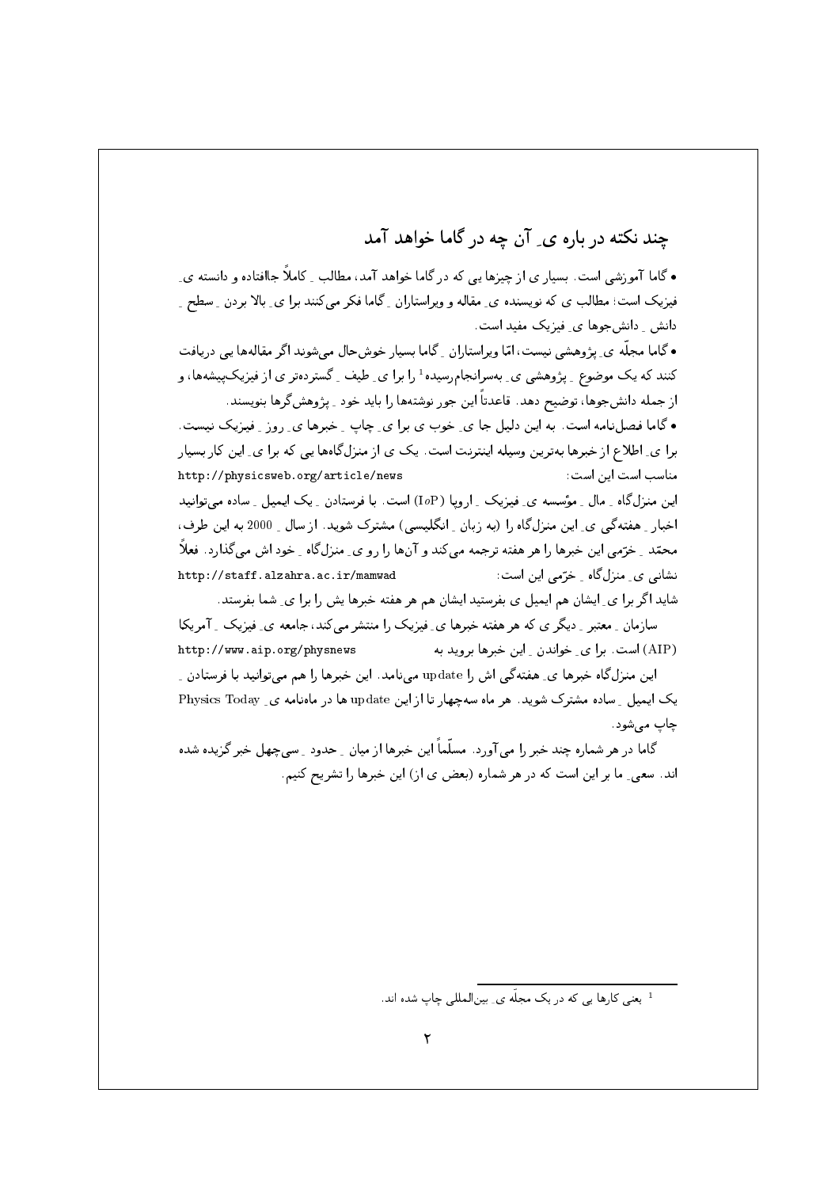## چند نکته در باره ی ِ آن چه در گاما خواهد آمد

• گاما آموزشی است. بسیار ی از چیزها یی که در گاما خواهد آمد، مطالب ِ کاملاً جاافتاده و دانسته ی ِ فیزیک است؛ مطالب ی که نویسنده ی ِ مقاله و ویراستاران ِ گاما فکر می‌کنند برا ی ِ بالا بردن ِ سطح ِ دانش ِ دانش‌جوها ی ِ فیزیک مفید است.

• گاما مجلّه ی ِ پژوهشی نیست، امّا ویراستاران ِ گاما بسیار خوش‌حال می‌شوند اگر مقاله‌ها یی دریافت کنند که یک موضوع ِ پژوهشی ی ِ به‌سرانجام‌رسیده[1] را برا ی ِ طیف ِ گسترده‌تر ی از فیزیک‌پیشه‌ها، و از جمله دانش‌جوها، توضیح دهد. قاعدتاً این جور نوشته‌ها را باید خود ِ پژوهش‌گرها بنویسند.

• گاما فصل‌نامه است. به این دلیل جا ی ِ خوب ی برا ی ِ چاپ ِ خبرها ی ِ روز ِ فیزیک نیست. برا ی ِ اطلاع از خبرها به‌ترین وسیله اینترنت است. یک ی از منزل‌گاه‌ها یی که برا ی ِ این کار بسیار مناسب است این است: http://physicsweb.org/article/news

این منزل‌گاه ِ مال ِ مؤسسه ی ِ فیزیک ِ اروپا (IoP) است. با فرستادن ِ یک ایمیل ِ ساده می‌توانید اخبار ِ هفته‌گی ی ِ این منزل‌گاه را (به زبان ِ انگلیسی) مشترک شوید. از سال ِ 2000 به این طرف، محمّد ِ خرّمی این خبرها را هر هفته ترجمه می‌کند و آن‌ها را رو ی ِ منزل‌گاه ِ خود اش می‌گذارد. فعلاً نشانی ی ِ منزل‌گاه ِ خرّمی این است: http://staff.alzahra.ac.ir/mamwad

شاید اگر برا ی ِ ایشان هم ایمیل ی بفرستید ایشان هم هر هفته خبرها یش را برا ی ِ شما بفرستد.

سازمان ِ معتبر ِ دیگر ی که هر هفته خبرها ی ِ فیزیک را منتشر می‌کند، جامعه ی ِ فیزیک ِ آمریکا (AIP) است. برا ی ِ خواندن ِ این خبرها بروید به http://www.aip.org/physnews

این منزل‌گاه خبرها ی ِ هفته‌گی اش را update می‌نامد. این خبرها را هم می‌توانید با فرستادن ِ یک ایمیل ِ ساده مشترک شوید. هر ماه سه‌چهار تا از این update ها در ماه‌نامه ی ِ Physics Today چاپ می‌شود.

گاما در هر شماره چند خبر را می‌آورد. مسلّماً این خبرها از میان ِ حدود ِ سی‌چهل خبر گزیده شده اند. سعی ِ ما بر این است که در هر شماره (بعض ی از) این خبرها را تشریح کنیم.

---

[1] یعنی کارها یی که در یک مجلّه ی ِ بین‌المللی چاپ شده اند.